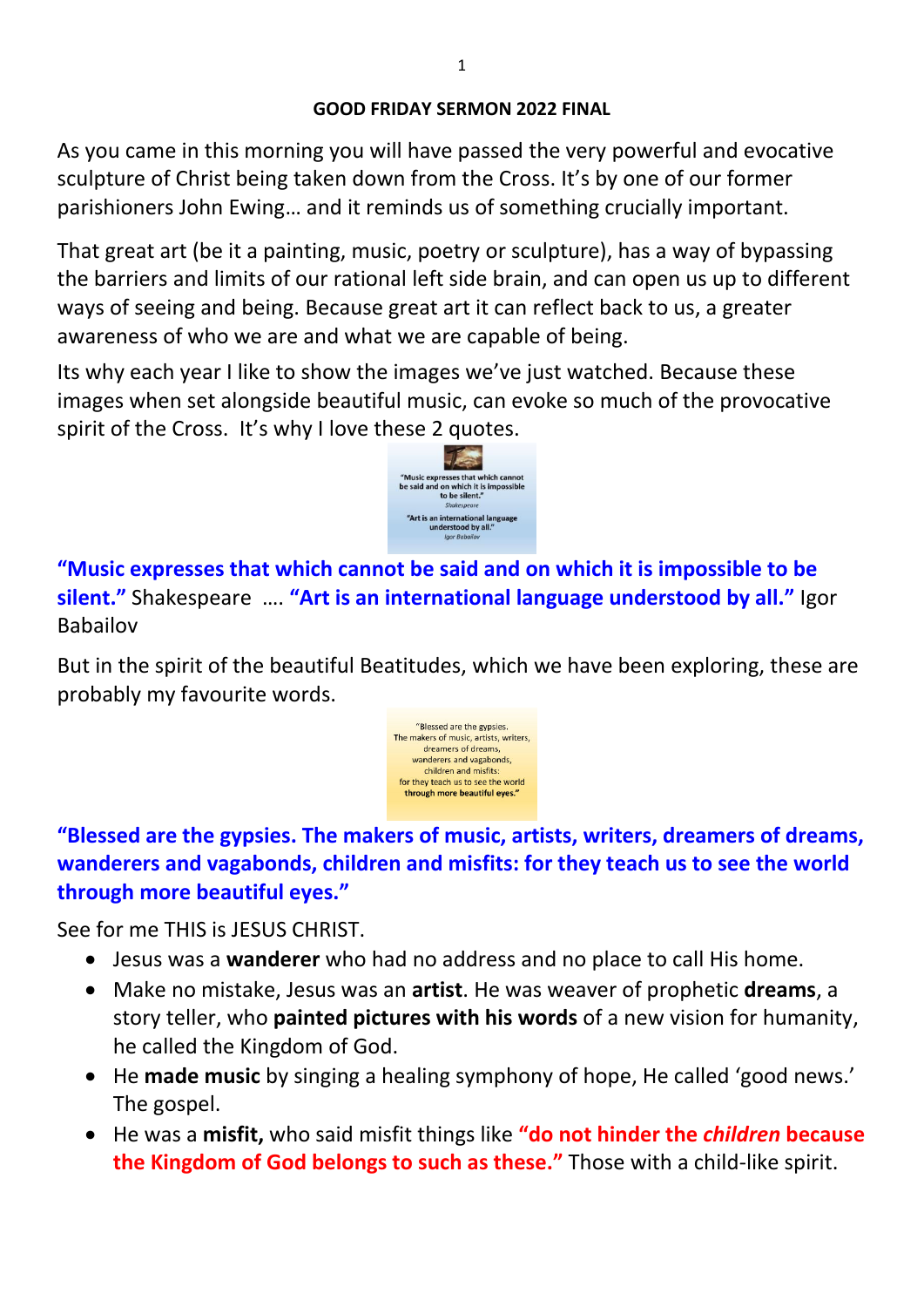**GOOD FRIDAY SERMON 2022 FINAL**

As you came in this morning you will have passed the very powerful and evocative sculpture of Christ being taken down from the Cross. It's by one of our former parishioners John Ewing… and it reminds us of something crucially important.

That great art (be it a painting, music, poetry or sculpture), has a way of bypassing the barriers and limits of our rational left side brain, and can open us up to different ways of seeing and being. Because great art it can reflect back to us, a greater awareness of who we are and what we are capable of being.

Its why each year I like to show the images we've just watched. Because these images when set alongside beautiful music, can evoke so much of the provocative spirit of the Cross. It's why I love these 2 quotes.

**"Music expresses that which cannot be said and on which it is impossible to be silent."** Shakespeare …. **"Art is an international language understood by all."** Igor Babailov

But in the spirit of the beautiful Beatitudes, which we have been exploring, these are probably my favourite words.

**"Blessed are the gypsies. The makers of music, artists, writers, dreamers of dreams, wanderers and vagabonds, children and misfits: for they teach us to see the world through more beautiful eyes."**

See for me THIS is JESUS CHRIST.

- Jesus was a **wanderer** who had no address and no place to call His home.
- Make no mistake, Jesus was an **artist**. He was weaver of prophetic **dreams**, a story teller, who **painted pictures with his words** of a new vision for humanity, he called the Kingdom of God.
- He **made music** by singing a healing symphony of hope, He called 'good news.' The gospel.
- He was a **misfit,** who said misfit things like **"do not hinder the *children* because the Kingdom of God belongs to such as these."** Those with a child-like spirit.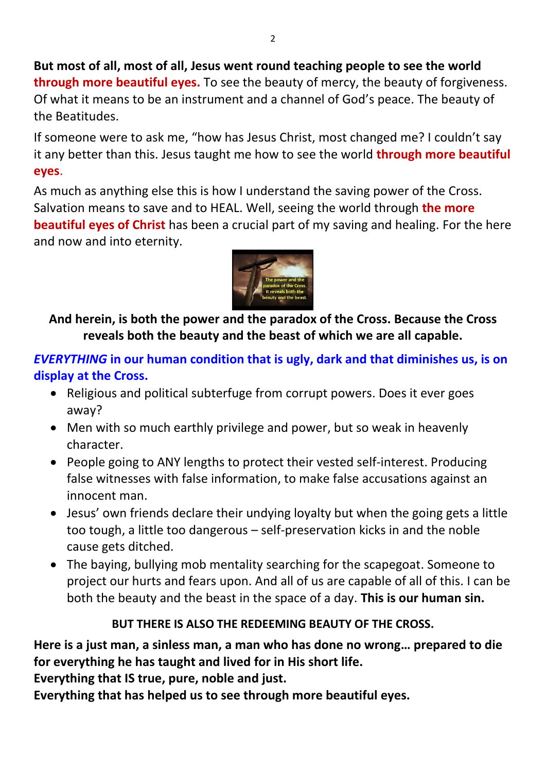**But most of all, most of all, Jesus went round teaching people to see the world through more beautiful eyes.** To see the beauty of mercy, the beauty of forgiveness. Of what it means to be an instrument and a channel of God's peace. The beauty of the Beatitudes.

If someone were to ask me, "how has Jesus Christ, most changed me? I couldn't say it any better than this. Jesus taught me how to see the world **through more beautiful eyes**.

As much as anything else this is how I understand the saving power of the Cross. Salvation means to save and to HEAL. Well, seeing the world through **the more beautiful eyes of Christ** has been a crucial part of my saving and healing. For the here and now and into eternity.

**And herein, is both the power and the paradox of the Cross. Because the Cross reveals both the beauty and the beast of which we are all capable.**

***EVERYTHING* in our human condition that is ugly, dark and that diminishes us, is on display at the Cross.**

- Religious and political subterfuge from corrupt powers. Does it ever goes away?
- Men with so much earthly privilege and power, but so weak in heavenly character.
- People going to ANY lengths to protect their vested self-interest. Producing false witnesses with false information, to make false accusations against an innocent man.
- Jesus' own friends declare their undying loyalty but when the going gets a little too tough, a little too dangerous – self-preservation kicks in and the noble cause gets ditched.
- The baying, bullying mob mentality searching for the scapegoat. Someone to project our hurts and fears upon. And all of us are capable of all of this. I can be both the beauty and the beast in the space of a day. **This is our human sin.**

**BUT THERE IS ALSO THE REDEEMING BEAUTY OF THE CROSS.**

**Here is a just man, a sinless man, a man who has done no wrong… prepared to die for everything he has taught and lived for in His short life.**
**Everything that IS true, pure, noble and just.**
**Everything that has helped us to see through more beautiful eyes.**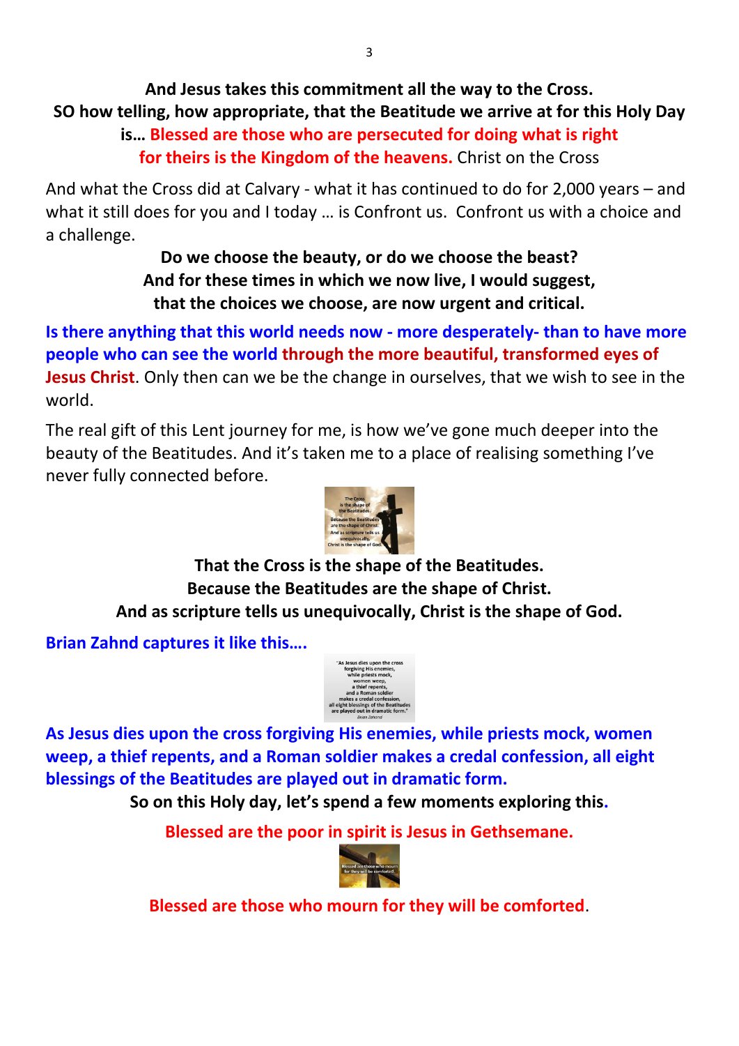**And Jesus takes this commitment all the way to the Cross.**
**SO how telling, how appropriate, that the Beatitude we arrive at for this Holy Day is… Blessed are those who are persecuted for doing what is right for theirs is the Kingdom of the heavens.** Christ on the Cross

And what the Cross did at Calvary - what it has continued to do for 2,000 years – and what it still does for you and I today … is Confront us. Confront us with a choice and a challenge.

**Do we choose the beauty, or do we choose the beast?**
**And for these times in which we now live, I would suggest, that the choices we choose, are now urgent and critical.**

**Is there anything that this world needs now - more desperately- than to have more people who can see the world through the more beautiful, transformed eyes of Jesus Christ**. Only then can we be the change in ourselves, that we wish to see in the world.

The real gift of this Lent journey for me, is how we've gone much deeper into the beauty of the Beatitudes. And it's taken me to a place of realising something I've never fully connected before.

**That the Cross is the shape of the Beatitudes.**
**Because the Beatitudes are the shape of Christ.**
**And as scripture tells us unequivocally, Christ is the shape of God.**

**Brian Zahnd captures it like this….**

**As Jesus dies upon the cross forgiving His enemies, while priests mock, women weep, a thief repents, and a Roman soldier makes a credal confession, all eight blessings of the Beatitudes are played out in dramatic form.**

**So on this Holy day, let's spend a few moments exploring this.**

**Blessed are the poor in spirit is Jesus in Gethsemane.**

**Blessed are those who mourn for they will be comforted**.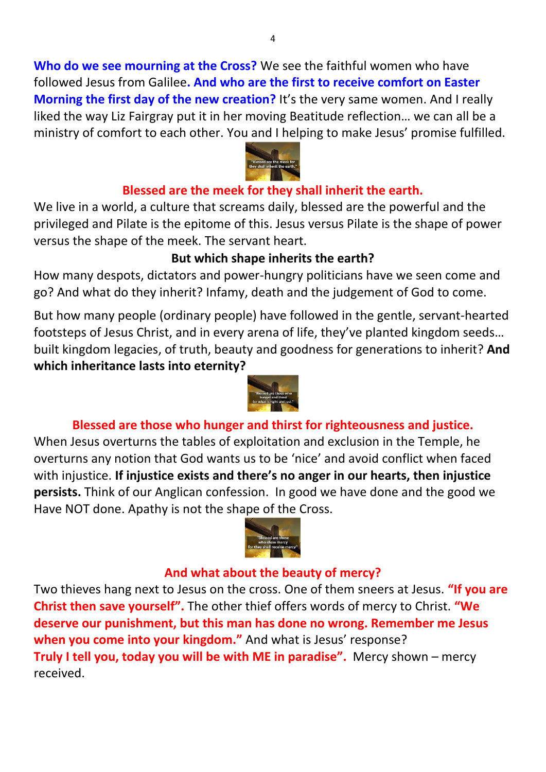**Who do we see mourning at the Cross?** We see the faithful women who have followed Jesus from Galilee**. And who are the first to receive comfort on Easter Morning the first day of the new creation?** It's the very same women. And I really liked the way Liz Fairgray put it in her moving Beatitude reflection… we can all be a ministry of comfort to each other. You and I helping to make Jesus' promise fulfilled.

**Blessed are the meek for they shall inherit the earth.**

We live in a world, a culture that screams daily, blessed are the powerful and the privileged and Pilate is the epitome of this. Jesus versus Pilate is the shape of power versus the shape of the meek. The servant heart.

**But which shape inherits the earth?**

How many despots, dictators and power-hungry politicians have we seen come and go? And what do they inherit? Infamy, death and the judgement of God to come.

But how many people (ordinary people) have followed in the gentle, servant-hearted footsteps of Jesus Christ, and in every arena of life, they've planted kingdom seeds… built kingdom legacies, of truth, beauty and goodness for generations to inherit? **And which inheritance lasts into eternity?**

**Blessed are those who hunger and thirst for righteousness and justice.**

When Jesus overturns the tables of exploitation and exclusion in the Temple, he overturns any notion that God wants us to be 'nice' and avoid conflict when faced with injustice. **If injustice exists and there's no anger in our hearts, then injustice persists.** Think of our Anglican confession. In good we have done and the good we Have NOT done. Apathy is not the shape of the Cross.

**And what about the beauty of mercy?**

Two thieves hang next to Jesus on the cross. One of them sneers at Jesus. **"If you are Christ then save yourself".** The other thief offers words of mercy to Christ. **"We deserve our punishment, but this man has done no wrong. Remember me Jesus when you come into your kingdom."** And what is Jesus' response?
**Truly I tell you, today you will be with ME in paradise".** Mercy shown – mercy received.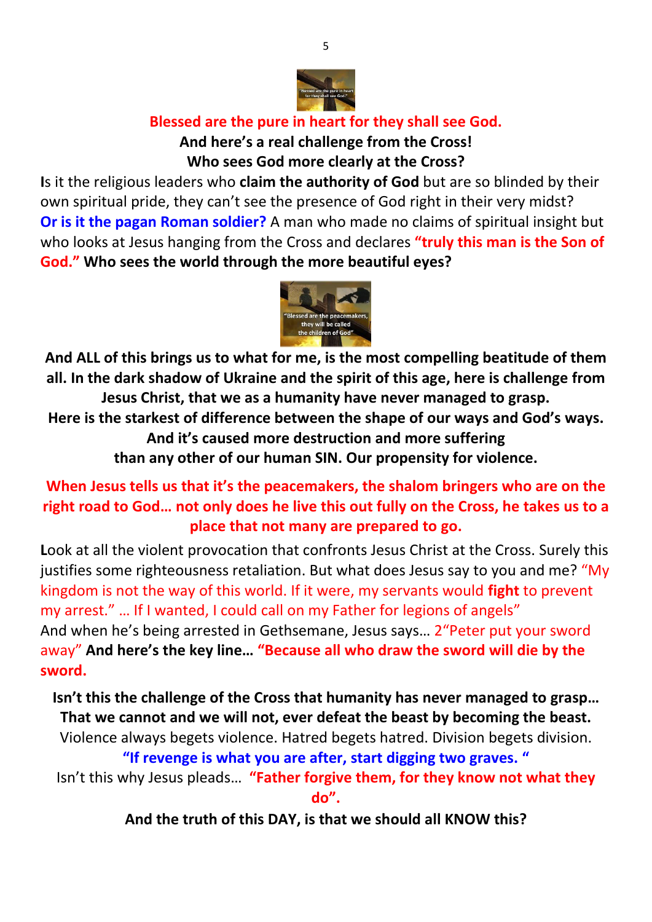**Blessed are the pure in heart for they shall see God.**

**And here's a real challenge from the Cross!**

**Who sees God more clearly at the Cross?**

**I**s it the religious leaders who **claim the authority of God** but are so blinded by their own spiritual pride, they can't see the presence of God right in their very midst? **Or is it the pagan Roman soldier?** A man who made no claims of spiritual insight but who looks at Jesus hanging from the Cross and declares **"truly this man is the Son of God."** **Who sees the world through the more beautiful eyes?**

**And ALL of this brings us to what for me, is the most compelling beatitude of them all. In the dark shadow of Ukraine and the spirit of this age, here is challenge from Jesus Christ, that we as a humanity have never managed to grasp. Here is the starkest of difference between the shape of our ways and God's ways. And it's caused more destruction and more suffering than any other of our human SIN. Our propensity for violence.**

**When Jesus tells us that it's the peacemakers, the shalom bringers who are on the right road to God… not only does he live this out fully on the Cross, he takes us to a place that not many are prepared to go.**

**L**ook at all the violent provocation that confronts Jesus Christ at the Cross. Surely this justifies some righteousness retaliation. But what does Jesus say to you and me? "My kingdom is not the way of this world. If it were, my servants would **fight** to prevent my arrest." … If I wanted, I could call on my Father for legions of angels"
And when he's being arrested in Gethsemane, Jesus says… 2"Peter put your sword away" **And here's the key line… "Because all who draw the sword will die by the sword.**

**Isn't this the challenge of the Cross that humanity has never managed to grasp… That we cannot and we will not, ever defeat the beast by becoming the beast.**
Violence always begets violence. Hatred begets hatred. Division begets division.

**"If revenge is what you are after, start digging two graves. "**

Isn't this why Jesus pleads… **"Father forgive them, for they know not what they do".**

**And the truth of this DAY, is that we should all KNOW this?**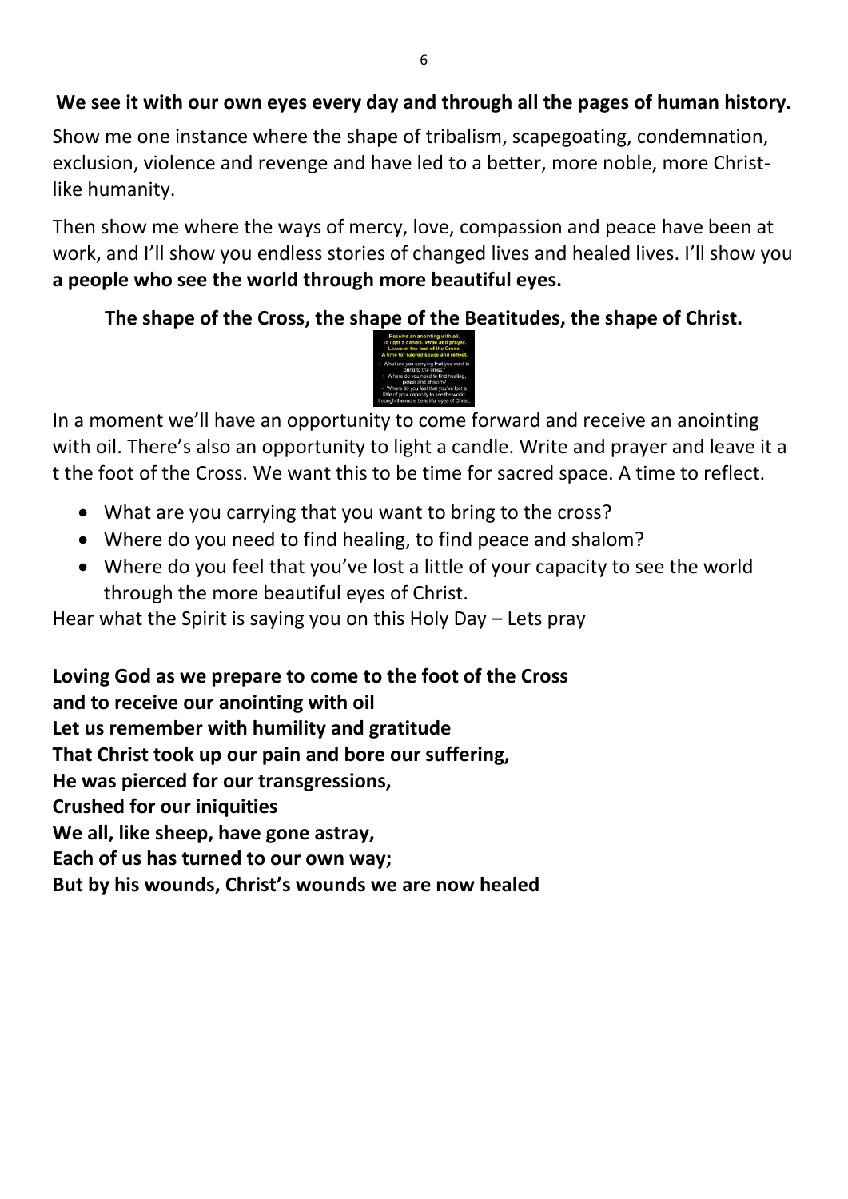**We see it with our own eyes every day and through all the pages of human history.**

Show me one instance where the shape of tribalism, scapegoating, condemnation, exclusion, violence and revenge and have led to a better, more noble, more Christ-like humanity.

Then show me where the ways of mercy, love, compassion and peace have been at work, and I'll show you endless stories of changed lives and healed lives. I'll show you **a people who see the world through more beautiful eyes.**

**The shape of the Cross, the shape of the Beatitudes, the shape of Christ.**

In a moment we'll have an opportunity to come forward and receive an anointing with oil. There's also an opportunity to light a candle. Write and prayer and leave it a t the foot of the Cross. We want this to be time for sacred space. A time to reflect.

- What are you carrying that you want to bring to the cross?
- Where do you need to find healing, to find peace and shalom?
- Where do you feel that you've lost a little of your capacity to see the world through the more beautiful eyes of Christ.

Hear what the Spirit is saying you on this Holy Day – Lets pray

**Loving God as we prepare to come to the foot of the Cross**
**and to receive our anointing with oil**
**Let us remember with humility and gratitude**
**That Christ took up our pain and bore our suffering,**
**He was pierced for our transgressions,**
**Crushed for our iniquities**
**We all, like sheep, have gone astray,**
**Each of us has turned to our own way;**
**But by his wounds, Christ's wounds we are now healed**